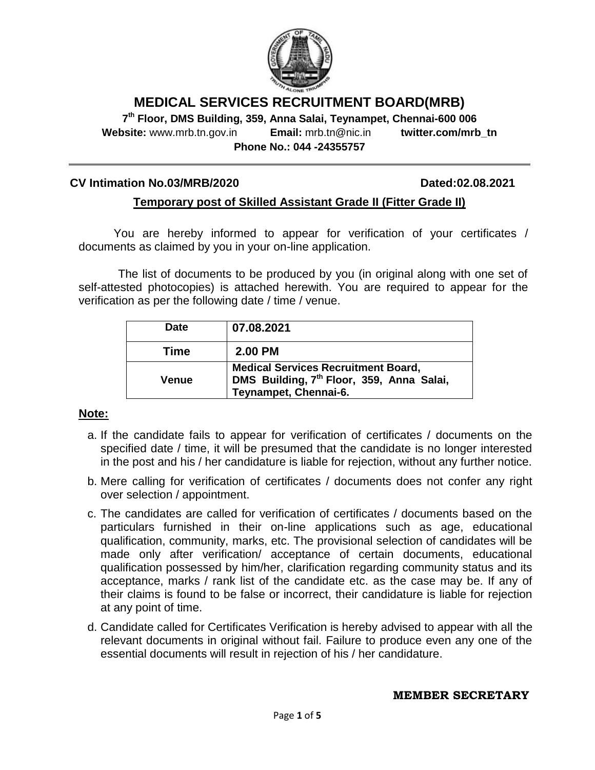# MEDICAL SERVICES RECRUITMENT BOARD(MRB)

**7th Floor, DMS Building, 359, Anna Salai, Teynampet, Chennai-600 006**

**Website:** www.mrb.tn.gov.in **Email:** mrb.tn@nic.in **twitter.com/mrb_tn**

**Phone No.: 044 -24355757**

---

**CV Intimation No.03/MRB/2020** **Dated:02.08.2021**

**Temporary post of Skilled Assistant Grade II (Fitter Grade II)**

You are hereby informed to appear for verification of your certificates / documents as claimed by you in your on-line application.

The list of documents to be produced by you (in original along with one set of self-attested photocopies) is attached herewith. You are required to appear for the verification as per the following date / time / venue.

| **Date** | **07.08.2021** |
|---|---|
| **Time** | **2.00 PM** |
| **Venue** | **Medical Services Recruitment Board, DMS Building, 7th Floor, 359, Anna Salai, Teynampet, Chennai-6.** |

**Note:**

a. If the candidate fails to appear for verification of certificates / documents on the specified date / time, it will be presumed that the candidate is no longer interested in the post and his / her candidature is liable for rejection, without any further notice.

b. Mere calling for verification of certificates / documents does not confer any right over selection / appointment.

c. The candidates are called for verification of certificates / documents based on the particulars furnished in their on-line applications such as age, educational qualification, community, marks, etc. The provisional selection of candidates will be made only after verification/ acceptance of certain documents, educational qualification possessed by him/her, clarification regarding community status and its acceptance, marks / rank list of the candidate etc. as the case may be. If any of their claims is found to be false or incorrect, their candidature is liable for rejection at any point of time.

d. Candidate called for Certificates Verification is hereby advised to appear with all the relevant documents in original without fail. Failure to produce even any one of the essential documents will result in rejection of his / her candidature.

**MEMBER SECRETARY**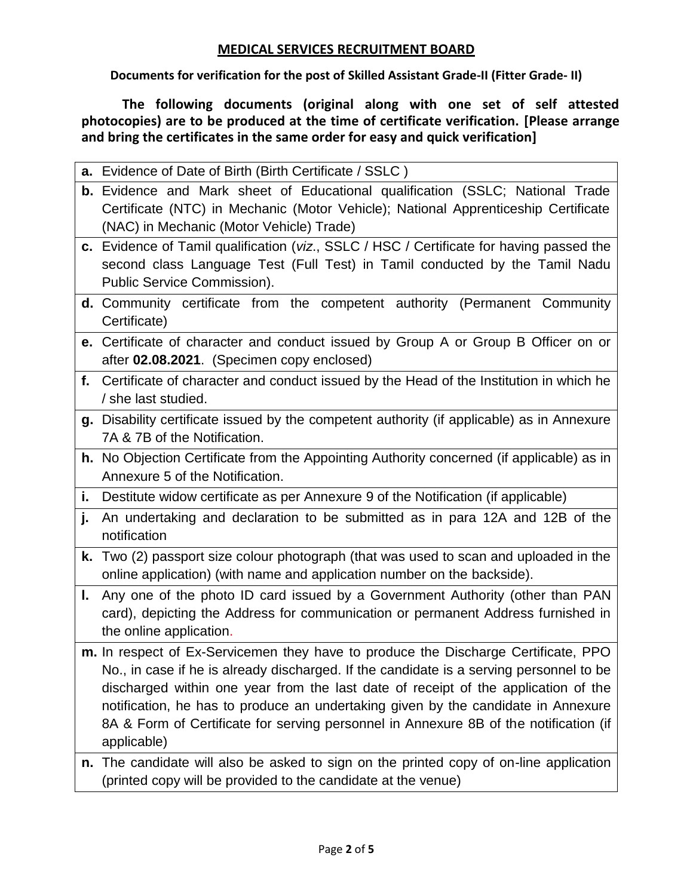## MEDICAL SERVICES RECRUITMENT BOARD

**Documents for verification for the post of Skilled Assistant Grade-II (Fitter Grade- II)**

**The following documents (original along with one set of self attested photocopies) are to be produced at the time of certificate verification. [Please arrange and bring the certificates in the same order for easy and quick verification]**

**a.** Evidence of Date of Birth (Birth Certificate / SSLC )

**b.** Evidence and Mark sheet of Educational qualification (SSLC; National Trade Certificate (NTC) in Mechanic (Motor Vehicle); National Apprenticeship Certificate (NAC) in Mechanic (Motor Vehicle) Trade)

**c.** Evidence of Tamil qualification (*viz*., SSLC / HSC / Certificate for having passed the second class Language Test (Full Test) in Tamil conducted by the Tamil Nadu Public Service Commission).

**d.** Community certificate from the competent authority (Permanent Community Certificate)

**e.** Certificate of character and conduct issued by Group A or Group B Officer on or after **02.08.2021**. (Specimen copy enclosed)

**f.** Certificate of character and conduct issued by the Head of the Institution in which he / she last studied.

**g.** Disability certificate issued by the competent authority (if applicable) as in Annexure 7A & 7B of the Notification.

**h.** No Objection Certificate from the Appointing Authority concerned (if applicable) as in Annexure 5 of the Notification.

**i.** Destitute widow certificate as per Annexure 9 of the Notification (if applicable)

**j.** An undertaking and declaration to be submitted as in para 12A and 12B of the notification

**k.** Two (2) passport size colour photograph (that was used to scan and uploaded in the online application) (with name and application number on the backside).

**l.** Any one of the photo ID card issued by a Government Authority (other than PAN card), depicting the Address for communication or permanent Address furnished in the online application.

**m.** In respect of Ex-Servicemen they have to produce the Discharge Certificate, PPO No., in case if he is already discharged. If the candidate is a serving personnel to be discharged within one year from the last date of receipt of the application of the notification, he has to produce an undertaking given by the candidate in Annexure 8A & Form of Certificate for serving personnel in Annexure 8B of the notification (if applicable)

**n.** The candidate will also be asked to sign on the printed copy of on-line application (printed copy will be provided to the candidate at the venue)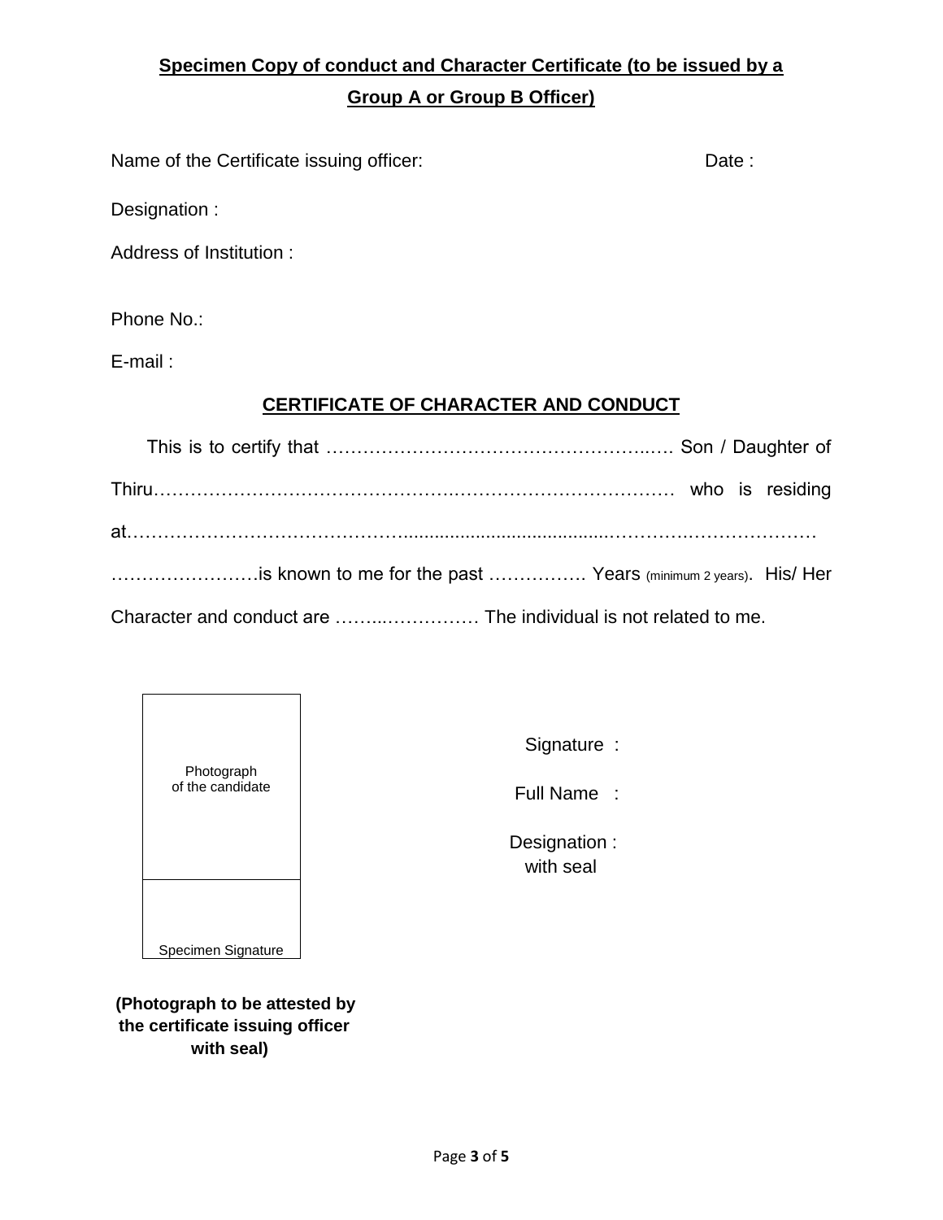**Specimen Copy of conduct and Character Certificate (to be issued by a Group A or Group B Officer)**

Name of the Certificate issuing officer: Date :

Designation :

Address of Institution :

Phone No.:

E-mail :

## CERTIFICATE OF CHARACTER AND CONDUCT

This is to certify that ……………………………………………..…. Son / Daughter of Thiru……………………………………….……………………………… who is residing at……………………………………......................................…………….………………… ……………………is known to me for the past ……………. Years (minimum 2 years). His/ Her Character and conduct are ……..…………… The individual is not related to me.

| Photograph of the candidate |
|---|
| Specimen Signature |

**(Photograph to be attested by the certificate issuing officer with seal)**

Signature :

Full Name :

Designation : with seal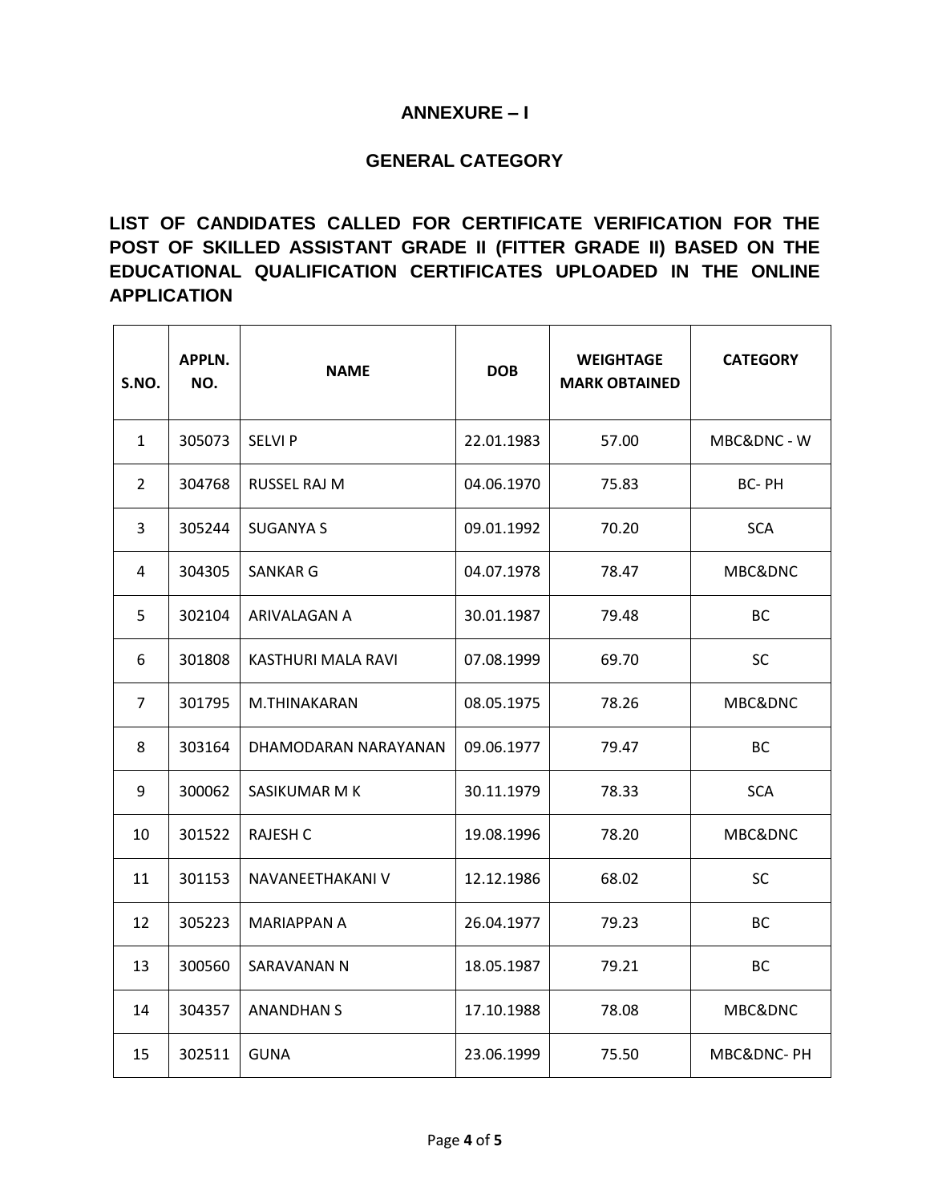## ANNEXURE – I

## GENERAL CATEGORY

**LIST OF CANDIDATES CALLED FOR CERTIFICATE VERIFICATION FOR THE POST OF SKILLED ASSISTANT GRADE II (FITTER GRADE II) BASED ON THE EDUCATIONAL QUALIFICATION CERTIFICATES UPLOADED IN THE ONLINE APPLICATION**

| S.NO. | APPLN. NO. | NAME | DOB | WEIGHTAGE MARK OBTAINED | CATEGORY |
|---|---|---|---|---|---|
| 1 | 305073 | SELVI P | 22.01.1983 | 57.00 | MBC&DNC - W |
| 2 | 304768 | RUSSEL RAJ M | 04.06.1970 | 75.83 | BC- PH |
| 3 | 305244 | SUGANYA S | 09.01.1992 | 70.20 | SCA |
| 4 | 304305 | SANKAR G | 04.07.1978 | 78.47 | MBC&DNC |
| 5 | 302104 | ARIVALAGAN A | 30.01.1987 | 79.48 | BC |
| 6 | 301808 | KASTHURI MALA RAVI | 07.08.1999 | 69.70 | SC |
| 7 | 301795 | M.THINAKARAN | 08.05.1975 | 78.26 | MBC&DNC |
| 8 | 303164 | DHAMODARAN NARAYANAN | 09.06.1977 | 79.47 | BC |
| 9 | 300062 | SASIKUMAR M K | 30.11.1979 | 78.33 | SCA |
| 10 | 301522 | RAJESH C | 19.08.1996 | 78.20 | MBC&DNC |
| 11 | 301153 | NAVANEETHAKANI V | 12.12.1986 | 68.02 | SC |
| 12 | 305223 | MARIAPPAN A | 26.04.1977 | 79.23 | BC |
| 13 | 300560 | SARAVANAN N | 18.05.1987 | 79.21 | BC |
| 14 | 304357 | ANANDHAN S | 17.10.1988 | 78.08 | MBC&DNC |
| 15 | 302511 | GUNA | 23.06.1999 | 75.50 | MBC&DNC- PH |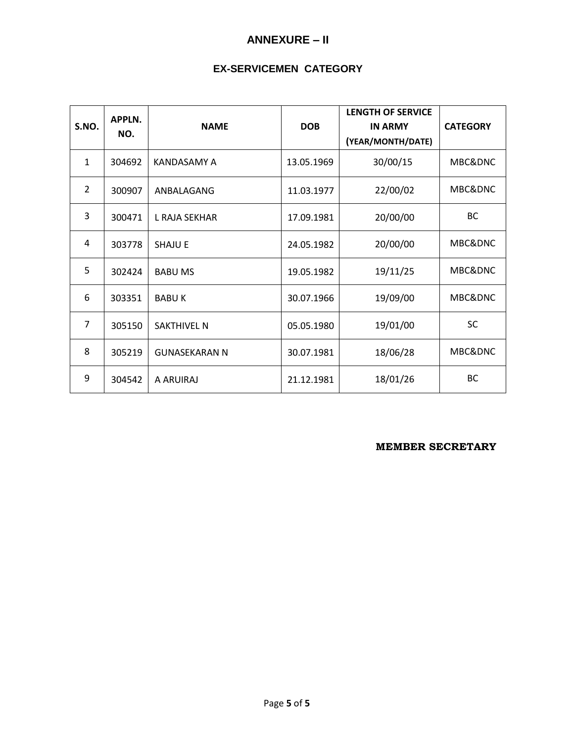# ANNEXURE – II

## EX-SERVICEMEN CATEGORY

| S.NO. | APPLN. NO. | NAME | DOB | LENGTH OF SERVICE IN ARMY (YEAR/MONTH/DATE) | CATEGORY |
|---|---|---|---|---|---|
| 1 | 304692 | KANDASAMY A | 13.05.1969 | 30/00/15 | MBC&DNC |
| 2 | 300907 | ANBALAGANG | 11.03.1977 | 22/00/02 | MBC&DNC |
| 3 | 300471 | L RAJA SEKHAR | 17.09.1981 | 20/00/00 | BC |
| 4 | 303778 | SHAJU E | 24.05.1982 | 20/00/00 | MBC&DNC |
| 5 | 302424 | BABU MS | 19.05.1982 | 19/11/25 | MBC&DNC |
| 6 | 303351 | BABU K | 30.07.1966 | 19/09/00 | MBC&DNC |
| 7 | 305150 | SAKTHIVEL N | 05.05.1980 | 19/01/00 | SC |
| 8 | 305219 | GUNASEKARAN N | 30.07.1981 | 18/06/28 | MBC&DNC |
| 9 | 304542 | A ARUIRAJ | 21.12.1981 | 18/01/26 | BC |

**MEMBER SECRETARY**